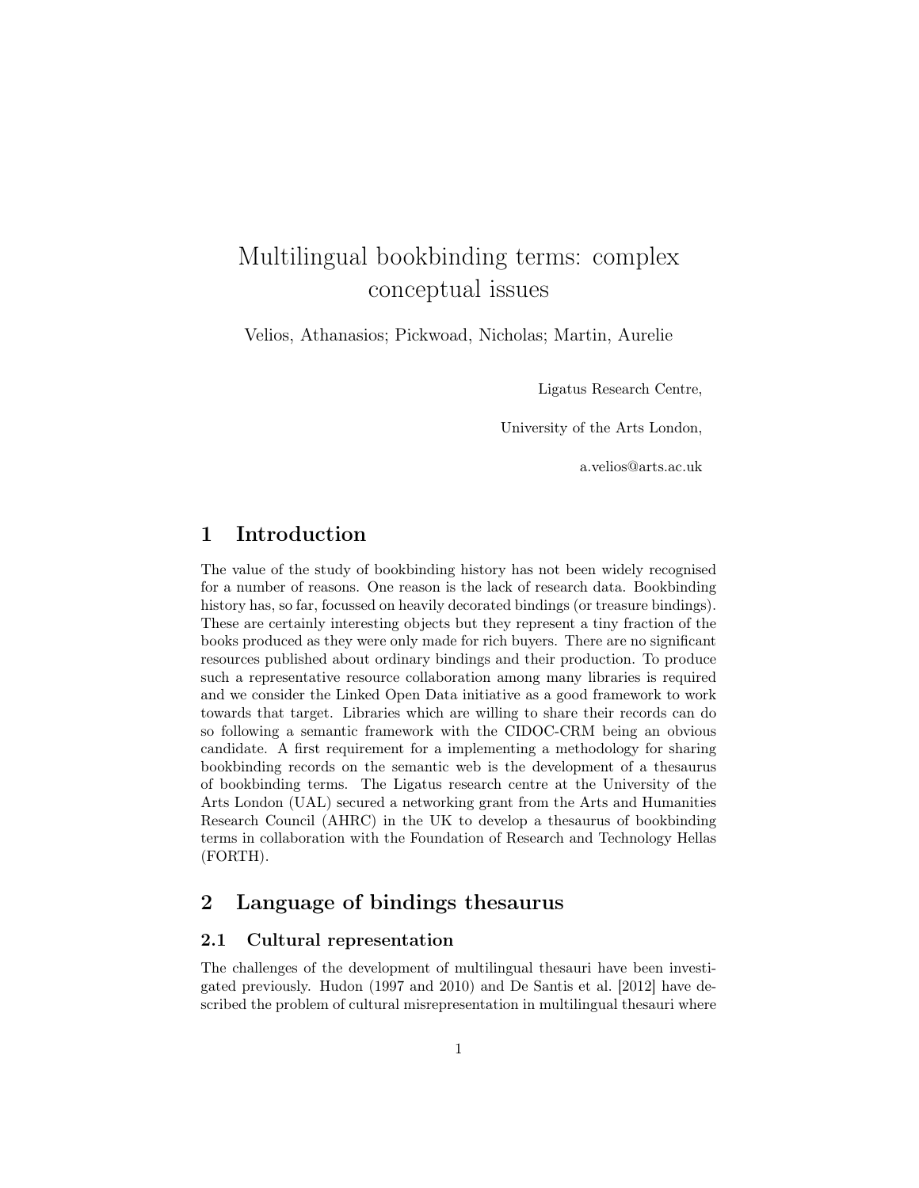# Multilingual bookbinding terms: complex conceptual issues

Velios, Athanasios; Pickwood, Nicholas; Martin, Aurelie

Ligatus Research Centre,

University of the Arts London,

a.velios@arts.ac.uk

## 1 Introduction

The value of the study of bookbinding history has not been widely recognised for a number of reasons. One reason is the lack of research data. Bookbinding history has, so far, focussed on heavily decorated bindings (or treasure bindings). These are certainly interesting objects but they represent a tiny fraction of the books produced as they were only made for rich buyers. There are no significant resources published about ordinary bindings and their production. To produce such a representative resource collaboration among many libraries is required and we consider the Linked Open Data initiative as a good framework to work towards that target. Libraries which are willing to share their records can do so following a semantic framework with the CIDOC-CRM being an obvious candidate. A first requirement for a implementing a methodology for sharing bookbinding records on the semantic web is the development of a thesaurus of bookbinding terms. The Ligatus research centre at the University of the Arts London (UAL) secured a networking grant from the Arts and Humanities Research Council (AHRC) in the UK to develop a thesaurus of bookbinding terms in collaboration with the Foundation of Research and Technology Hellas (FORTH).

## 2 Language of bindings thesaurus

### 2.1 Cultural representation

The challenges of the development of multilingual thesauri have been investigated previously. Hudon (1997 and 2010) and De Santis et al. [2012] have described the problem of cultural misrepresentation in multilingual thesauri where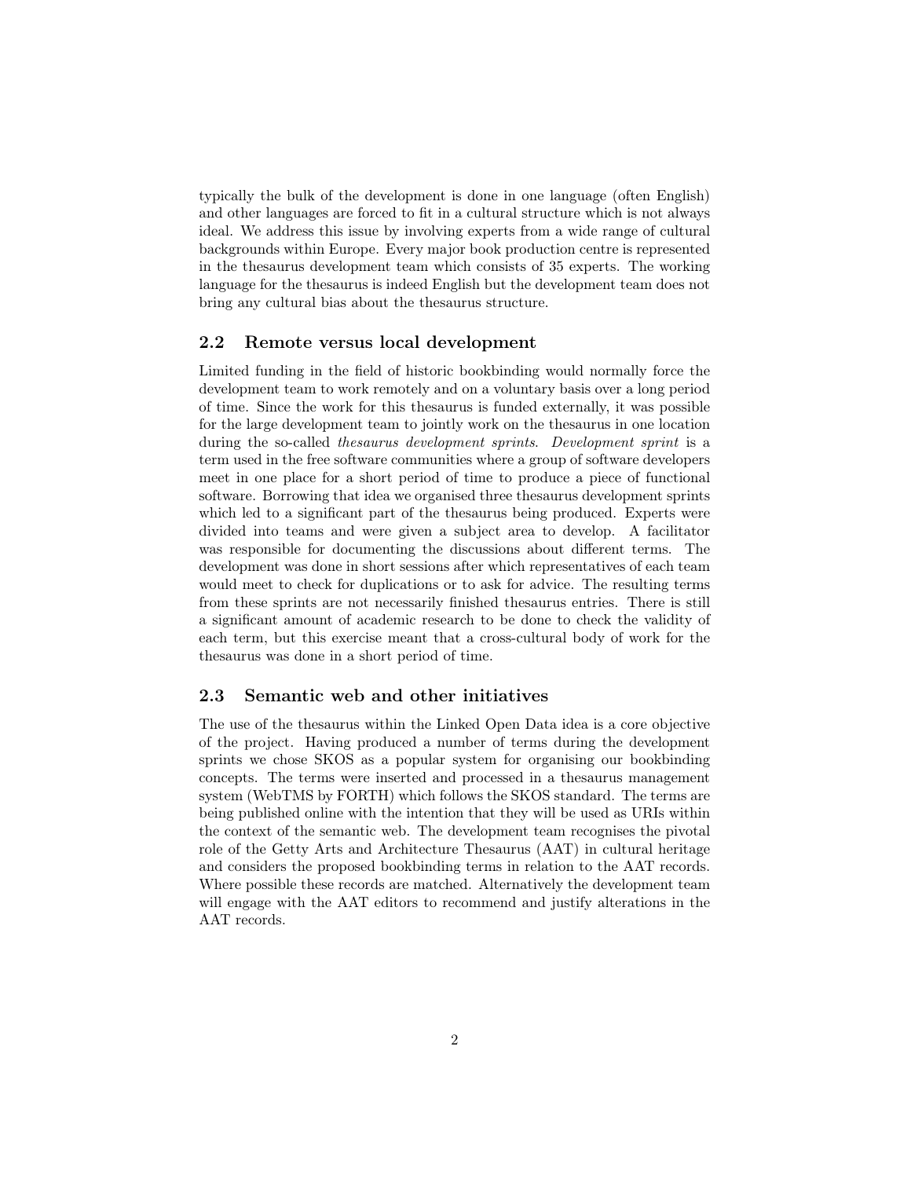typically the bulk of the development is done in one language (often English) and other languages are forced to fit in a cultural structure which is not always ideal. We address this issue by involving experts from a wide range of cultural backgrounds within Europe. Every major book production centre is represented in the thesaurus development team which consists of 35 experts. The working language for the thesaurus is indeed English but the development team does not bring any cultural bias about the thesaurus structure.

## 2.2 Remote versus local development

Limited funding in the field of historic bookbinding would normally force the development team to work remotely and on a voluntary basis over a long period of time. Since the work for this thesaurus is funded externally, it was possible for the large development team to jointly work on the thesaurus in one location during the so-called *thesaurus development sprints*. *Development sprint* is a term used in the free software communities where a group of software developers meet in one place for a short period of time to produce a piece of functional software. Borrowing that idea we organised three thesaurus development sprints which led to a significant part of the thesaurus being produced. Experts were divided into teams and were given a subject area to develop. A facilitator was responsible for documenting the discussions about different terms. The development was done in short sessions after which representatives of each team would meet to check for duplications or to ask for advice. The resulting terms from these sprints are not necessarily finished thesaurus entries. There is still a significant amount of academic research to be done to check the validity of each term, but this exercise meant that a cross-cultural body of work for the thesaurus was done in a short period of time.

## 2.3 Semantic web and other initiatives

The use of the thesaurus within the Linked Open Data idea is a core objective of the project. Having produced a number of terms during the development sprints we chose SKOS as a popular system for organising our bookbinding concepts. The terms were inserted and processed in a thesaurus management system (WebTMS by FORTH) which follows the SKOS standard. The terms are being published online with the intention that they will be used as URIs within the context of the semantic web. The development team recognises the pivotal role of the Getty Arts and Architecture Thesaurus (AAT) in cultural heritage and considers the proposed bookbinding terms in relation to the AAT records. Where possible these records are matched. Alternatively the development team will engage with the AAT editors to recommend and justify alterations in the AAT records.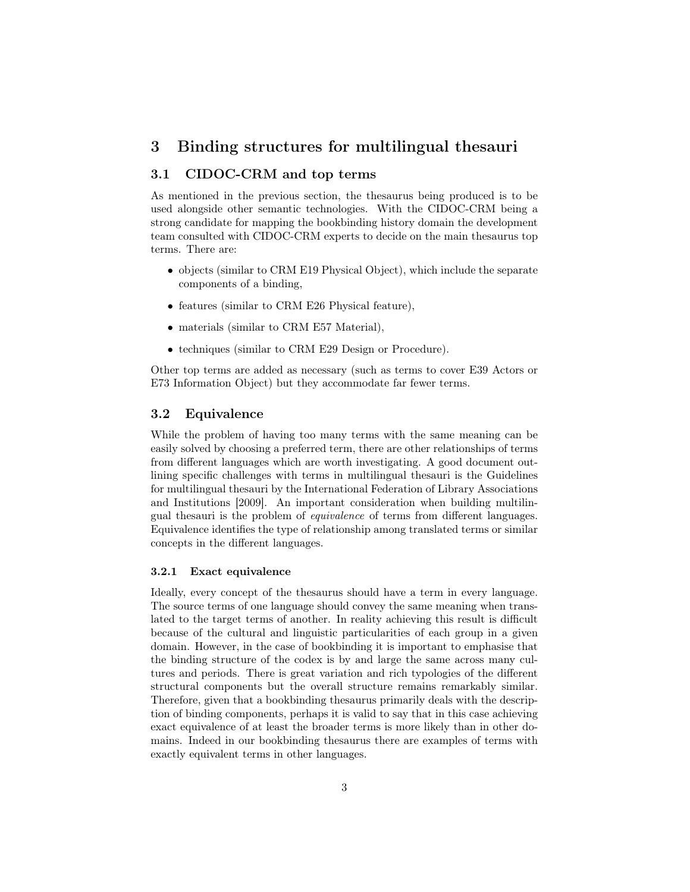# 3 Binding structures for multilingual thesauri

## 3.1 CIDOC-CRM and top terms

As mentioned in the previous section, the thesaurus being produced is to be used alongside other semantic technologies. With the CIDOC-CRM being a strong candidate for mapping the bookbinding history domain the development team consulted with CIDOC-CRM experts to decide on the main thesaurus top terms. There are:

- objects (similar to CRM E19 Physical Object), which include the separate components of a binding,
- features (similar to CRM E26 Physical feature),
- materials (similar to CRM E57 Material),
- techniques (similar to CRM E29 Design or Procedure).

Other top terms are added as necessary (such as terms to cover E39 Actors or E73 Information Object) but they accommodate far fewer terms.

## 3.2 Equivalence

While the problem of having too many terms with the same meaning can be easily solved by choosing a preferred term, there are other relationships of terms from different languages which are worth investigating. A good document outlining specific challenges with terms in multilingual thesauri is the Guidelines for multilingual thesauri by the International Federation of Library Associations and Institutions [2009]. An important consideration when building multilingual thesauri is the problem of *equivalence* of terms from different languages. Equivalence identifies the type of relationship among translated terms or similar concepts in the different languages.

### 3.2.1 Exact equivalence

Ideally, every concept of the thesaurus should have a term in every language. The source terms of one language should convey the same meaning when translated to the target terms of another. In reality achieving this result is difficult because of the cultural and linguistic particularities of each group in a given domain. However, in the case of bookbinding it is important to emphasise that the binding structure of the codex is by and large the same across many cultures and periods. There is great variation and rich typologies of the different structural components but the overall structure remains remarkably similar. Therefore, given that a bookbinding thesaurus primarily deals with the description of binding components, perhaps it is valid to say that in this case achieving exact equivalence of at least the broader terms is more likely than in other domains. Indeed in our bookbinding thesaurus there are examples of terms with exactly equivalent terms in other languages.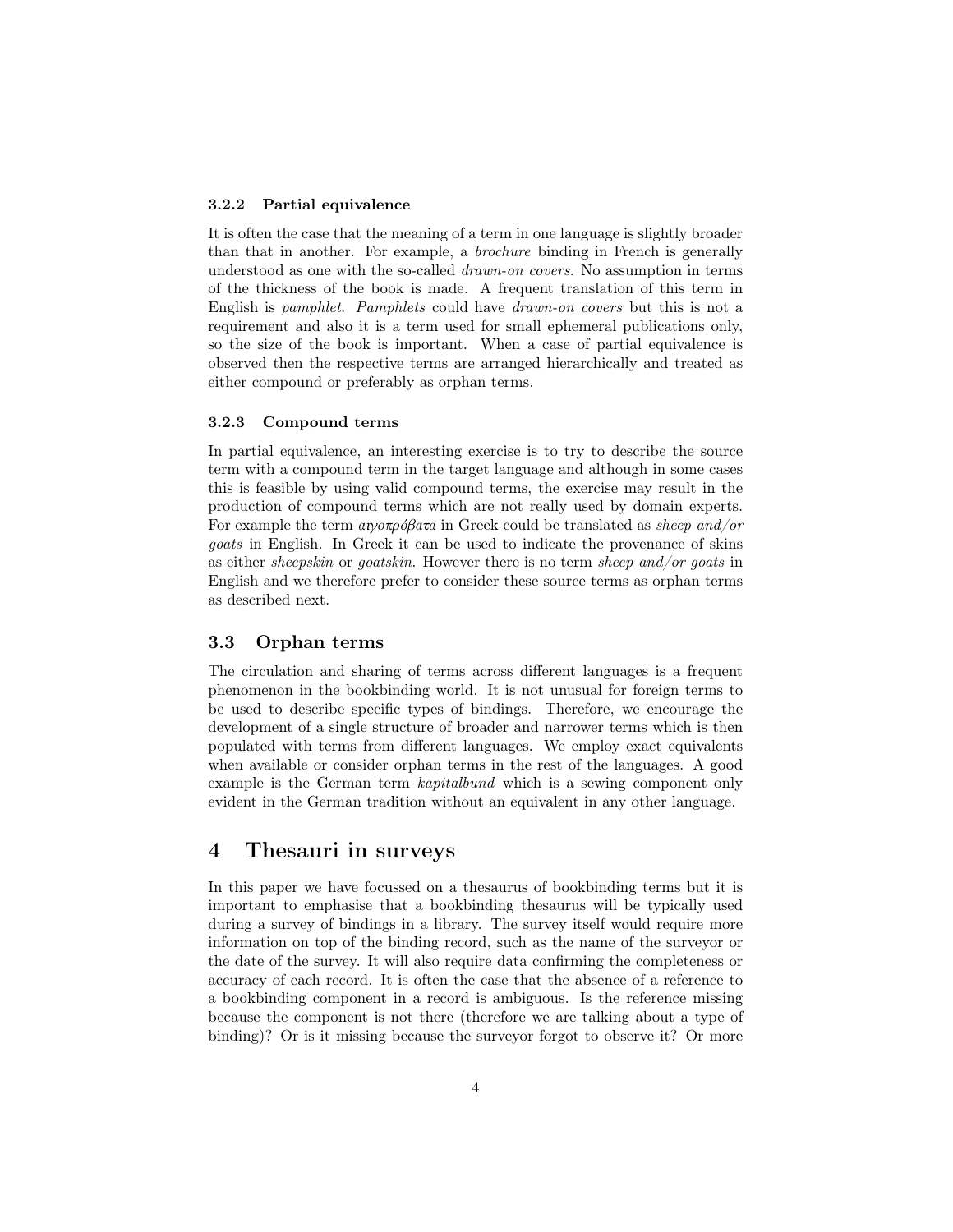### 3.2.2 Partial equivalence

It is often the case that the meaning of a term in one language is slightly broader than that in another. For example, a *brochure* binding in French is generally understood as one with the so-called *drawn-on covers*. No assumption in terms of the thickness of the book is made. A frequent translation of this term in English is *pamphlet*. *Pamphlets* could have *drawn-on covers* but this is not a requirement and also it is a term used for small ephemeral publications only, so the size of the book is important. When a case of partial equivalence is observed then the respective terms are arranged hierarchically and treated as either compound or preferably as orphan terms.

### 3.2.3 Compound terms

In partial equivalence, an interesting exercise is to try to describe the source term with a compound term in the target language and although in some cases this is feasible by using valid compound terms, the exercise may result in the production of compound terms which are not really used by domain experts. For example the term *αιγοπρόβατα* in Greek could be translated as *sheep and/or goats* in English. In Greek it can be used to indicate the provenance of skins as either *sheepskin* or *goatskin*. However there is no term *sheep and/or goats* in English and we therefore prefer to consider these source terms as orphan terms as described next.

## 3.3 Orphan terms

The circulation and sharing of terms across different languages is a frequent phenomenon in the bookbinding world. It is not unusual for foreign terms to be used to describe specific types of bindings. Therefore, we encourage the development of a single structure of broader and narrower terms which is then populated with terms from different languages. We employ exact equivalents when available or consider orphan terms in the rest of the languages. A good example is the German term *kapitalbund* which is a sewing component only evident in the German tradition without an equivalent in any other language.

# 4 Thesauri in surveys

In this paper we have focussed on a thesaurus of bookbinding terms but it is important to emphasise that a bookbinding thesaurus will be typically used during a survey of bindings in a library. The survey itself would require more information on top of the binding record, such as the name of the surveyor or the date of the survey. It will also require data confirming the completeness or accuracy of each record. It is often the case that the absence of a reference to a bookbinding component in a record is ambiguous. Is the reference missing because the component is not there (therefore we are talking about a type of binding)? Or is it missing because the surveyor forgot to observe it? Or more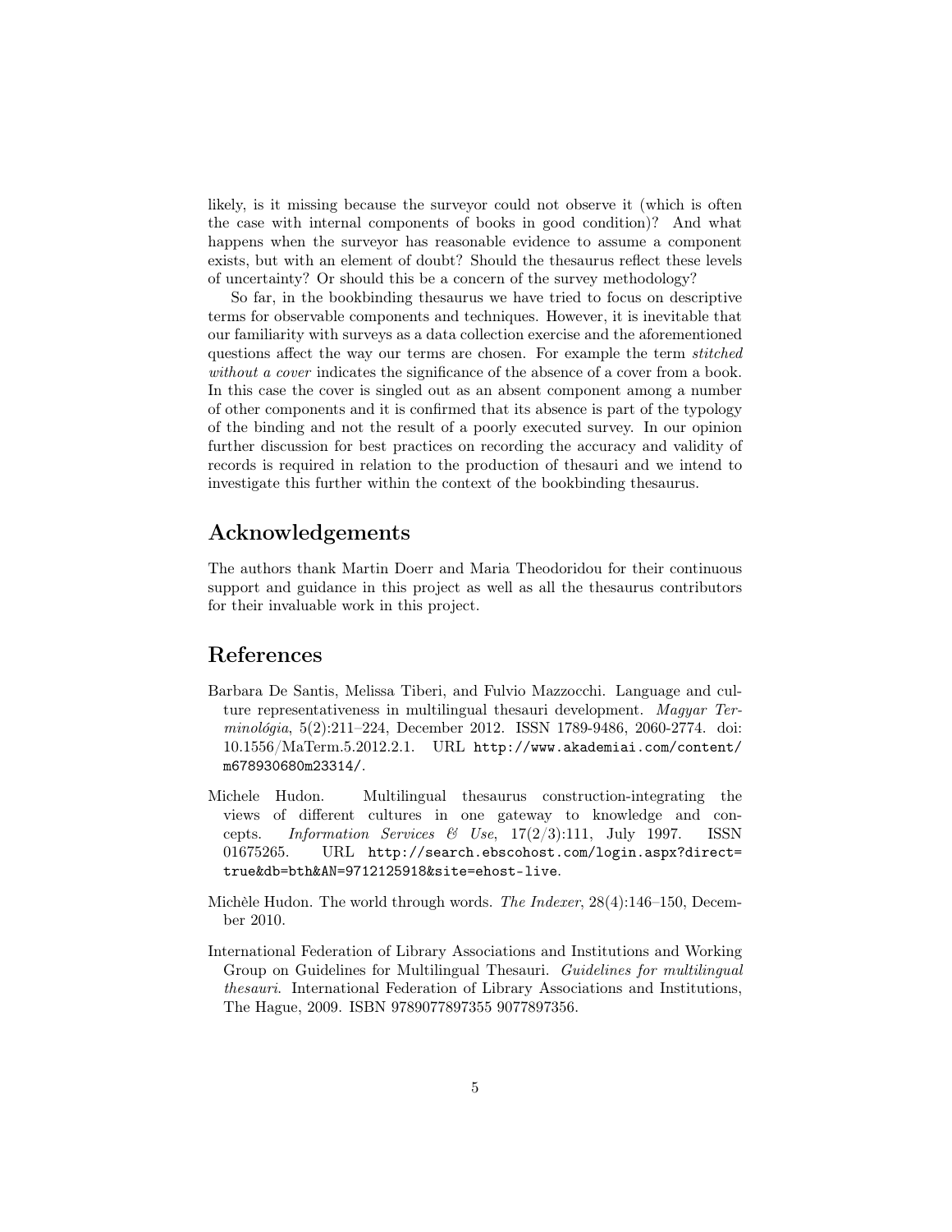likely, is it missing because the surveyor could not observe it (which is often the case with internal components of books in good condition)? And what happens when the surveyor has reasonable evidence to assume a component exists, but with an element of doubt? Should the thesaurus reflect these levels of uncertainty? Or should this be a concern of the survey methodology?

So far, in the bookbinding thesaurus we have tried to focus on descriptive terms for observable components and techniques. However, it is inevitable that our familiarity with surveys as a data collection exercise and the aforementioned questions affect the way our terms are chosen. For example the term *stitched without a cover* indicates the significance of the absence of a cover from a book. In this case the cover is singled out as an absent component among a number of other components and it is confirmed that its absence is part of the typology of the binding and not the result of a poorly executed survey. In our opinion further discussion for best practices on recording the accuracy and validity of records is required in relation to the production of thesauri and we intend to investigate this further within the context of the bookbinding thesaurus.

## Acknowledgements

The authors thank Martin Doerr and Maria Theodoridou for their continuous support and guidance in this project as well as all the thesaurus contributors for their invaluable work in this project.

## References

Barbara De Santis, Melissa Tiberi, and Fulvio Mazzocchi. Language and culture representativeness in multilingual thesauri development. *Magyar Terminológia*, 5(2):211–224, December 2012. ISSN 1789-9486, 2060-2774. doi: 10.1556/MaTerm.5.2012.2.1. URL `http://www.akademiai.com/content/m678930680m23314/`.

Michele Hudon. Multilingual thesaurus construction-integrating the views of different cultures in one gateway to knowledge and concepts. *Information Services & Use*, 17(2/3):111, July 1997. ISSN 01675265. URL `http://search.ebscohost.com/login.aspx?direct=true&db=bth&AN=9712125918&site=ehost-live`.

Michèle Hudon. The world through words. *The Indexer*, 28(4):146–150, December 2010.

International Federation of Library Associations and Institutions and Working Group on Guidelines for Multilingual Thesauri. *Guidelines for multilingual thesauri*. International Federation of Library Associations and Institutions, The Hague, 2009. ISBN 9789077897355 9077897356.